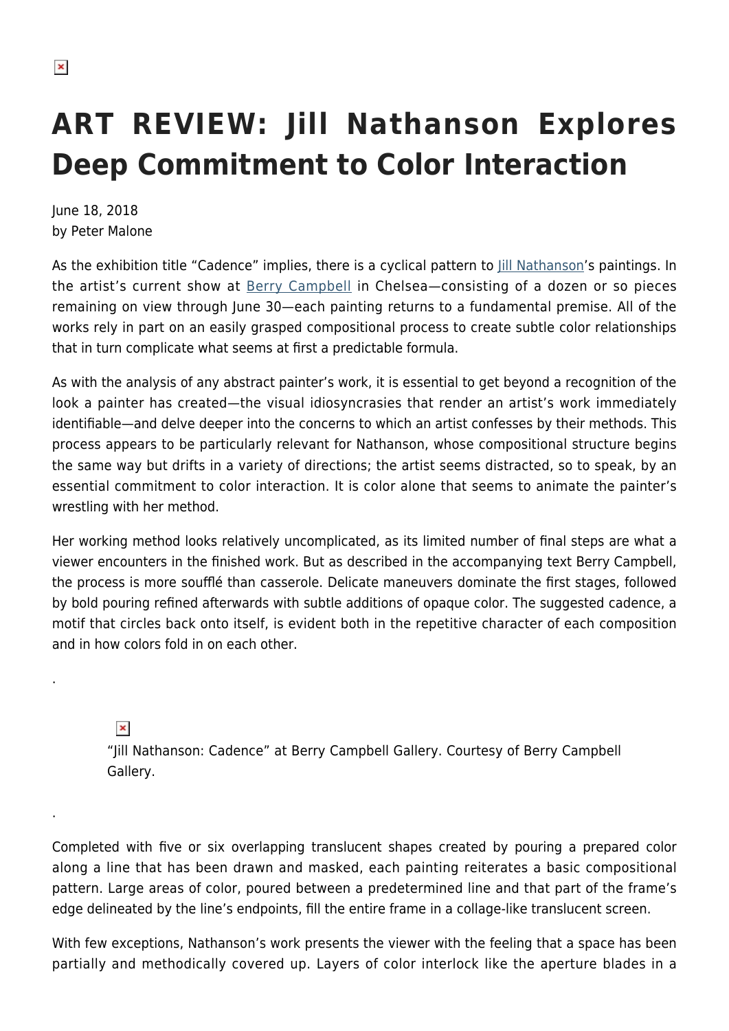# ART REVIEW: Jill Nathanson Explores Deep Commitment to Color Interaction

June 18, 2018
by Peter Malone

As the exhibition title "Cadence" implies, there is a cyclical pattern to Jill Nathanson's paintings. In the artist's current show at Berry Campbell in Chelsea—consisting of a dozen or so pieces remaining on view through June 30—each painting returns to a fundamental premise. All of the works rely in part on an easily grasped compositional process to create subtle color relationships that in turn complicate what seems at first a predictable formula.

As with the analysis of any abstract painter's work, it is essential to get beyond a recognition of the look a painter has created—the visual idiosyncrasies that render an artist's work immediately identifiable—and delve deeper into the concerns to which an artist confesses by their methods. This process appears to be particularly relevant for Nathanson, whose compositional structure begins the same way but drifts in a variety of directions; the artist seems distracted, so to speak, by an essential commitment to color interaction. It is color alone that seems to animate the painter's wrestling with her method.

Her working method looks relatively uncomplicated, as its limited number of final steps are what a viewer encounters in the finished work. But as described in the accompanying text Berry Campbell, the process is more soufflé than casserole. Delicate maneuvers dominate the first stages, followed by bold pouring refined afterwards with subtle additions of opaque color. The suggested cadence, a motif that circles back onto itself, is evident both in the repetitive character of each composition and in how colors fold in on each other.

.

"Jill Nathanson: Cadence" at Berry Campbell Gallery. Courtesy of Berry Campbell Gallery.

.

Completed with five or six overlapping translucent shapes created by pouring a prepared color along a line that has been drawn and masked, each painting reiterates a basic compositional pattern. Large areas of color, poured between a predetermined line and that part of the frame's edge delineated by the line's endpoints, fill the entire frame in a collage-like translucent screen.

With few exceptions, Nathanson's work presents the viewer with the feeling that a space has been partially and methodically covered up. Layers of color interlock like the aperture blades in a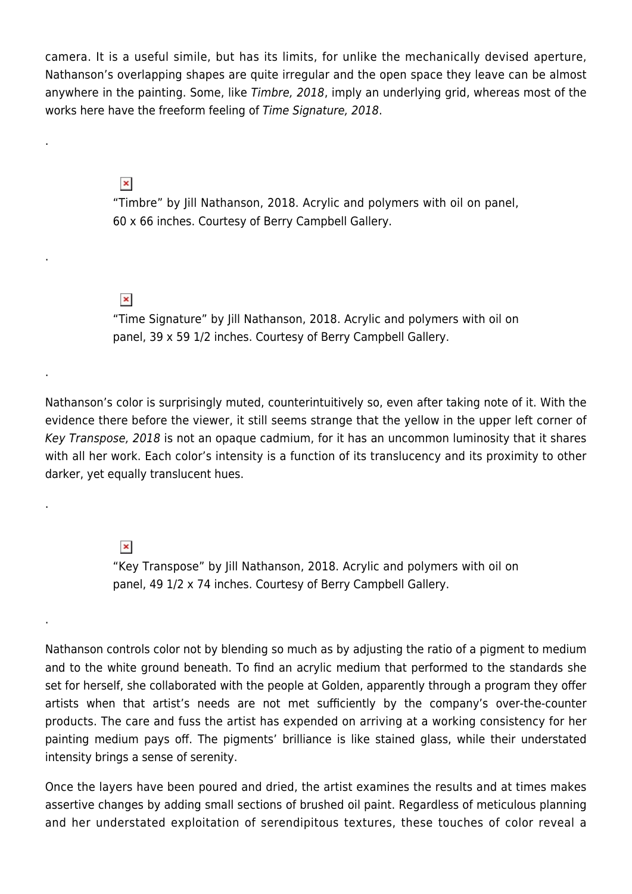camera. It is a useful simile, but has its limits, for unlike the mechanically devised aperture, Nathanson's overlapping shapes are quite irregular and the open space they leave can be almost anywhere in the painting. Some, like *Timbre, 2018*, imply an underlying grid, whereas most of the works here have the freeform feeling of *Time Signature, 2018*.

.

"Timbre" by Jill Nathanson, 2018. Acrylic and polymers with oil on panel, 60 x 66 inches. Courtesy of Berry Campbell Gallery.

.

"Time Signature" by Jill Nathanson, 2018. Acrylic and polymers with oil on panel, 39 x 59 1/2 inches. Courtesy of Berry Campbell Gallery.

.

Nathanson's color is surprisingly muted, counterintuitively so, even after taking note of it. With the evidence there before the viewer, it still seems strange that the yellow in the upper left corner of *Key Transpose, 2018* is not an opaque cadmium, for it has an uncommon luminosity that it shares with all her work. Each color's intensity is a function of its translucency and its proximity to other darker, yet equally translucent hues.

.

"Key Transpose" by Jill Nathanson, 2018. Acrylic and polymers with oil on panel, 49 1/2 x 74 inches. Courtesy of Berry Campbell Gallery.

.

Nathanson controls color not by blending so much as by adjusting the ratio of a pigment to medium and to the white ground beneath. To find an acrylic medium that performed to the standards she set for herself, she collaborated with the people at Golden, apparently through a program they offer artists when that artist's needs are not met sufficiently by the company's over-the-counter products. The care and fuss the artist has expended on arriving at a working consistency for her painting medium pays off. The pigments' brilliance is like stained glass, while their understated intensity brings a sense of serenity.

Once the layers have been poured and dried, the artist examines the results and at times makes assertive changes by adding small sections of brushed oil paint. Regardless of meticulous planning and her understated exploitation of serendipitous textures, these touches of color reveal a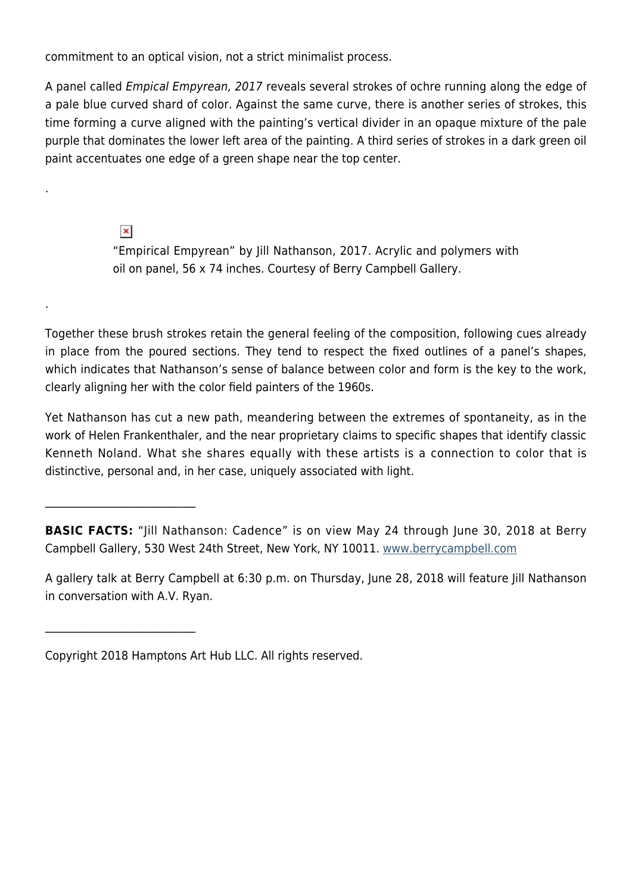commitment to an optical vision, not a strict minimalist process.

A panel called *Empical Empyrean, 2017* reveals several strokes of ochre running along the edge of a pale blue curved shard of color. Against the same curve, there is another series of strokes, this time forming a curve aligned with the painting's vertical divider in an opaque mixture of the pale purple that dominates the lower left area of the painting. A third series of strokes in a dark green oil paint accentuates one edge of a green shape near the top center.

.

"Empirical Empyrean" by Jill Nathanson, 2017. Acrylic and polymers with oil on panel, 56 x 74 inches. Courtesy of Berry Campbell Gallery.

.

Together these brush strokes retain the general feeling of the composition, following cues already in place from the poured sections. They tend to respect the fixed outlines of a panel's shapes, which indicates that Nathanson's sense of balance between color and form is the key to the work, clearly aligning her with the color field painters of the 1960s.

Yet Nathanson has cut a new path, meandering between the extremes of spontaneity, as in the work of Helen Frankenthaler, and the near proprietary claims to specific shapes that identify classic Kenneth Noland. What she shares equally with these artists is a connection to color that is distinctive, personal and, in her case, uniquely associated with light.

---

**BASIC FACTS:** "Jill Nathanson: Cadence" is on view May 24 through June 30, 2018 at Berry Campbell Gallery, 530 West 24th Street, New York, NY 10011. www.berrycampbell.com

A gallery talk at Berry Campbell at 6:30 p.m. on Thursday, June 28, 2018 will feature Jill Nathanson in conversation with A.V. Ryan.

---

Copyright 2018 Hamptons Art Hub LLC. All rights reserved.